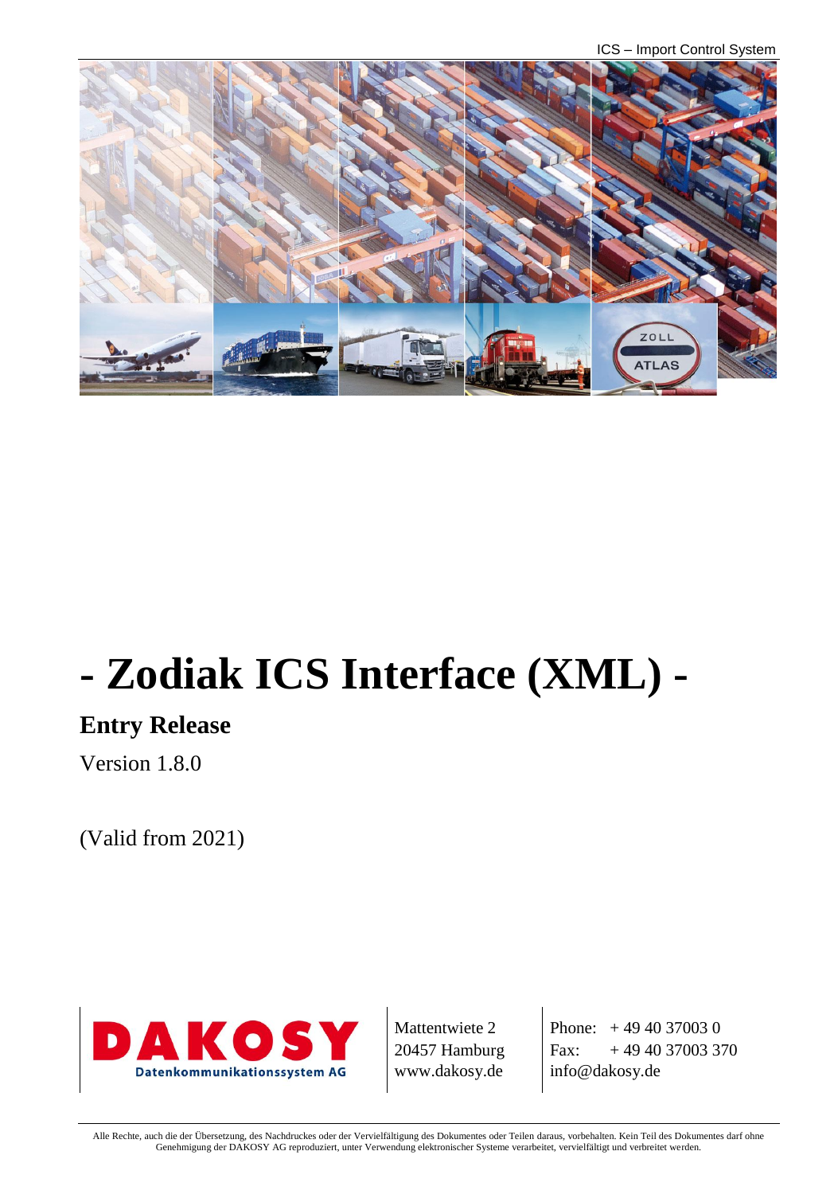# - Zodiak ICS Interface (XML) -

## Entry Release

Version 1.8.0

(Valid from 2021)

DAKOSY
Datenkommunikationssystem AG

Mattentwiete 2
20457 Hamburg
www.dakosy.de

Phone: + 49 40 37003 0
Fax: + 49 40 37003 370
info@dakosy.de

Alle Rechte, auch die der Übersetzung, des Nachdruckes oder der Vervielfältigung des Dokumentes oder Teilen daraus, vorbehalten. Kein Teil des Dokumentes darf ohne Genehmigung der DAKOSY AG reproduziert, unter Verwendung elektronischer Systeme verarbeitet, vervielfältigt und verbreitet werden.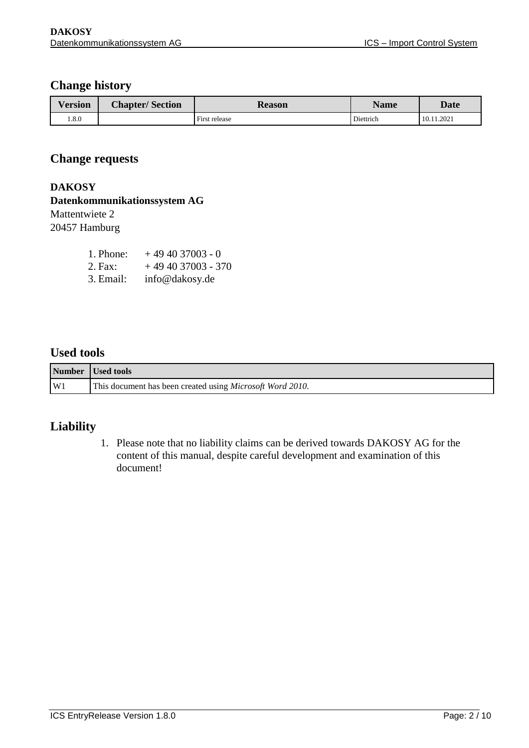## Change history

| Version | Chapter/ Section | Reason | Name | Date |
|---|---|---|---|---|
| 1.8.0 | | First release | Diettrich | 10.11.2021 |

## Change requests

**DAKOSY**
**Datenkommunikationssystem AG**
Mattentwiete 2
20457 Hamburg

1. Phone: + 49 40 37003 - 0
2. Fax: + 49 40 37003 - 370
3. Email: info@dakosy.de

## Used tools

| Number | Used tools |
|---|---|
| W1 | This document has been created using *Microsoft Word 2010*. |

## Liability

1. Please note that no liability claims can be derived towards DAKOSY AG for the content of this manual, despite careful development and examination of this document!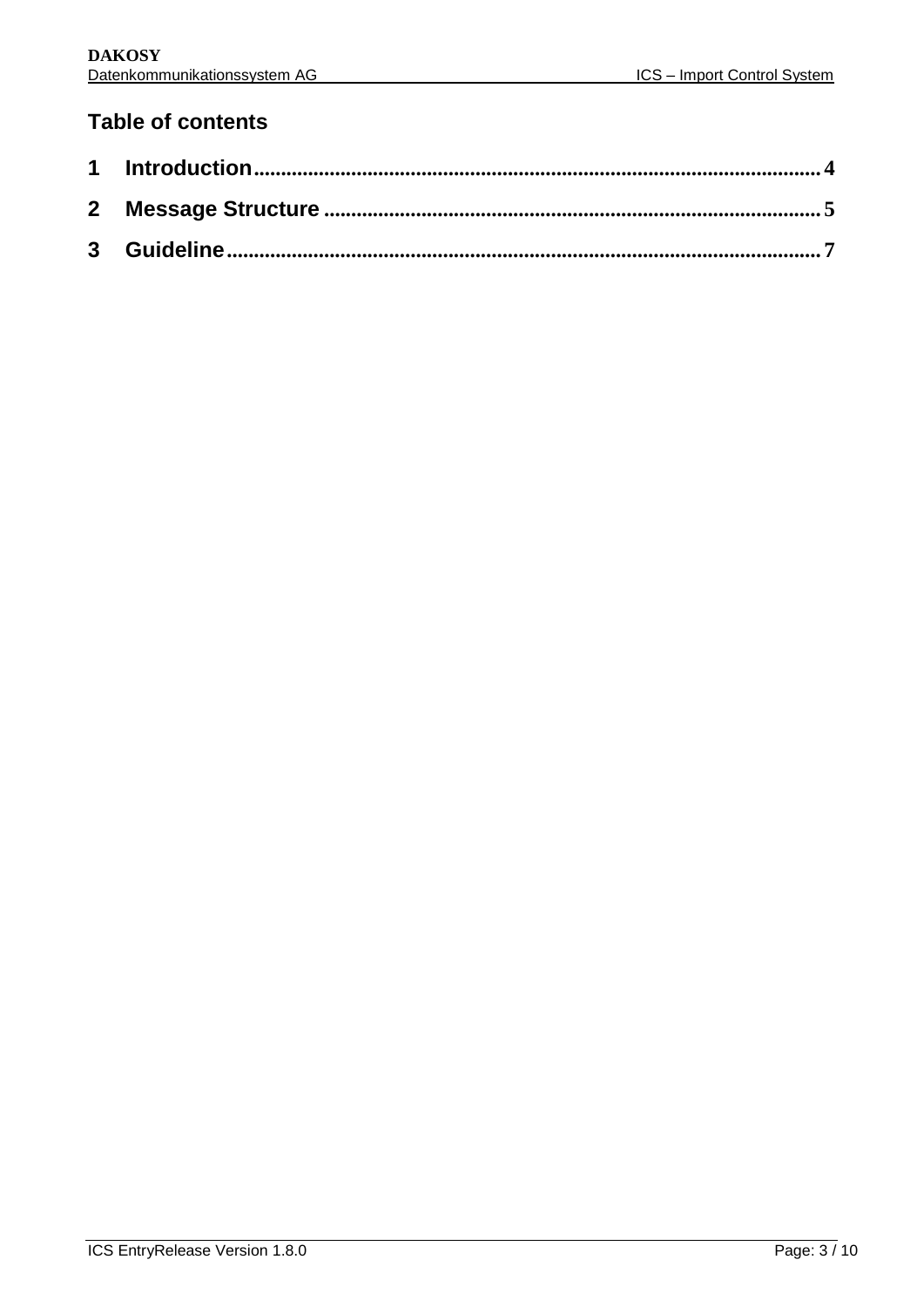# Table of contents

1 Introduction........................................................................................................4

2 Message Structure ...........................................................................................5

3 Guideline.............................................................................................................7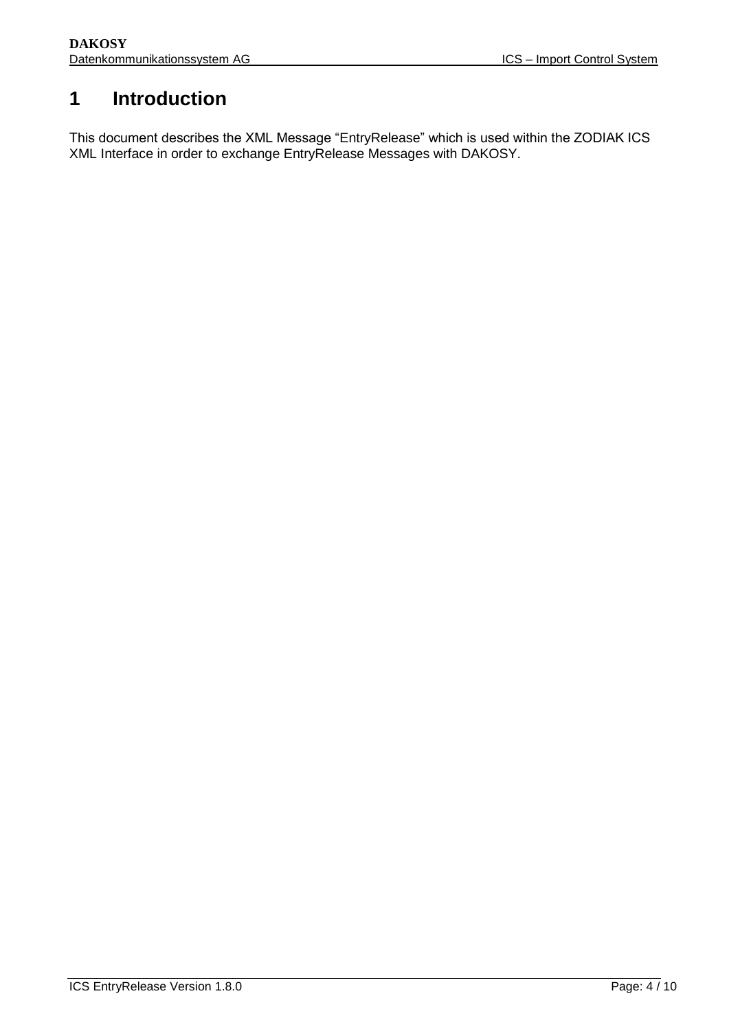# 1 Introduction

This document describes the XML Message “EntryRelease” which is used within the ZODIAK ICS XML Interface in order to exchange EntryRelease Messages with DAKOSY.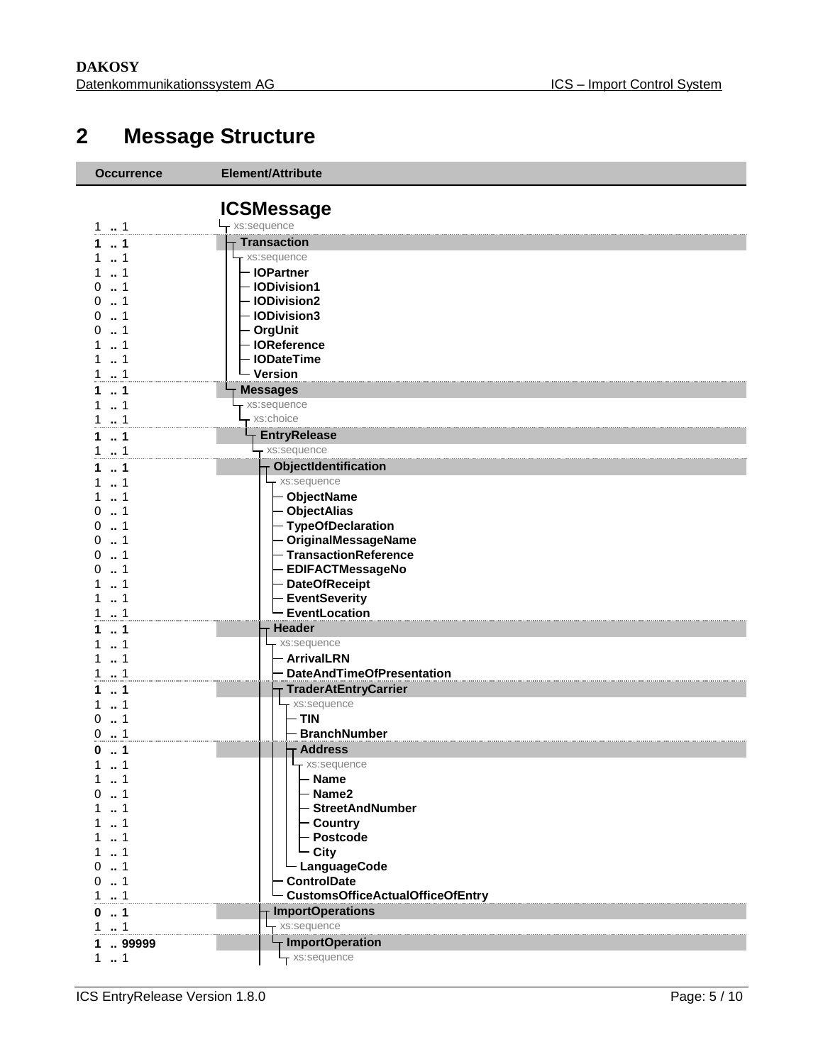# 2 Message Structure

| Occurrence | Element/Attribute |
|---|---|
| | **ICSMessage** |
| 1 .. 1 | xs:sequence |
| **1 .. 1** | **Transaction** |
| 1 .. 1 | xs:sequence |
| 1 .. 1 | **IOPartner** |
| 0 .. 1 | **IODivision1** |
| 0 .. 1 | **IODivision2** |
| 0 .. 1 | **IODivision3** |
| 0 .. 1 | **OrgUnit** |
| 1 .. 1 | **IOReference** |
| 1 .. 1 | **IODateTime** |
| 1 .. 1 | **Version** |
| **1 .. 1** | **Messages** |
| 1 .. 1 | xs:sequence |
| 1 .. 1 | xs:choice |
| **1 .. 1** | **EntryRelease** |
| 1 .. 1 | xs:sequence |
| **1 .. 1** | **ObjectIdentification** |
| 1 .. 1 | xs:sequence |
| 1 .. 1 | **ObjectName** |
| 0 .. 1 | **ObjectAlias** |
| 0 .. 1 | **TypeOfDeclaration** |
| 0 .. 1 | **OriginalMessageName** |
| 0 .. 1 | **TransactionReference** |
| 0 .. 1 | **EDIFACTMessageNo** |
| 1 .. 1 | **DateOfReceipt** |
| 1 .. 1 | **EventSeverity** |
| 1 .. 1 | **EventLocation** |
| **1 .. 1** | **Header** |
| 1 .. 1 | xs:sequence |
| 1 .. 1 | **ArrivalLRN** |
| 1 .. 1 | **DateAndTimeOfPresentation** |
| **1 .. 1** | **TraderAtEntryCarrier** |
| 1 .. 1 | xs:sequence |
| 0 .. 1 | **TIN** |
| 0 .. 1 | **BranchNumber** |
| **0 .. 1** | **Address** |
| 1 .. 1 | xs:sequence |
| 1 .. 1 | **Name** |
| 0 .. 1 | **Name2** |
| 1 .. 1 | **StreetAndNumber** |
| 1 .. 1 | **Country** |
| 1 .. 1 | **Postcode** |
| 1 .. 1 | **City** |
| 0 .. 1 | **LanguageCode** |
| 0 .. 1 | **ControlDate** |
| 1 .. 1 | **CustomsOfficeActualOfficeOfEntry** |
| **0 .. 1** | **ImportOperations** |
| 1 .. 1 | xs:sequence |
| **1 .. 99999** | **ImportOperation** |
| 1 .. 1 | xs:sequence |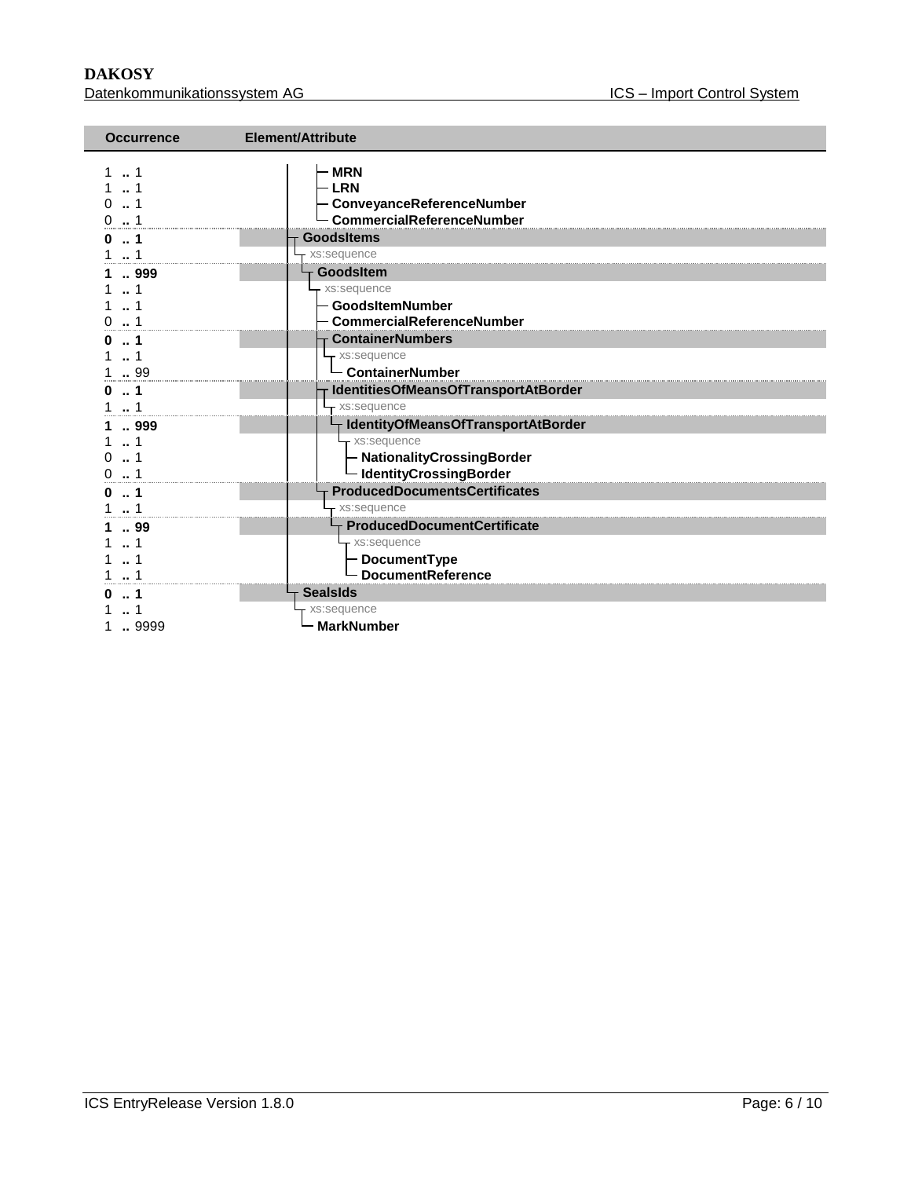| Occurrence | Element/Attribute |
| --- | --- |
| 1 .. 1 | MRN |
| 1 .. 1 | LRN |
| 0 .. 1 | ConveyanceReferenceNumber |
| 0 .. 1 | CommercialReferenceNumber |
| **0 .. 1** | **GoodsItems** |
| 1 .. 1 | xs:sequence |
| **1 .. 999** | **GoodsItem** |
| 1 .. 1 | xs:sequence |
| 1 .. 1 | GoodsItemNumber |
| 0 .. 1 | CommercialReferenceNumber |
| **0 .. 1** | **ContainerNumbers** |
| 1 .. 1 | xs:sequence |
| 1 .. 99 | ContainerNumber |
| **0 .. 1** | **IdentitiesOfMeansOfTransportAtBorder** |
| 1 .. 1 | xs:sequence |
| **1 .. 999** | **IdentityOfMeansOfTransportAtBorder** |
| 1 .. 1 | xs:sequence |
| 0 .. 1 | NationalityCrossingBorder |
| 0 .. 1 | IdentityCrossingBorder |
| **0 .. 1** | **ProducedDocumentsCertificates** |
| 1 .. 1 | xs:sequence |
| **1 .. 99** | **ProducedDocumentCertificate** |
| 1 .. 1 | xs:sequence |
| 1 .. 1 | DocumentType |
| 1 .. 1 | DocumentReference |
| **0 .. 1** | **SealsIds** |
| 1 .. 1 | xs:sequence |
| 1 .. 9999 | MarkNumber |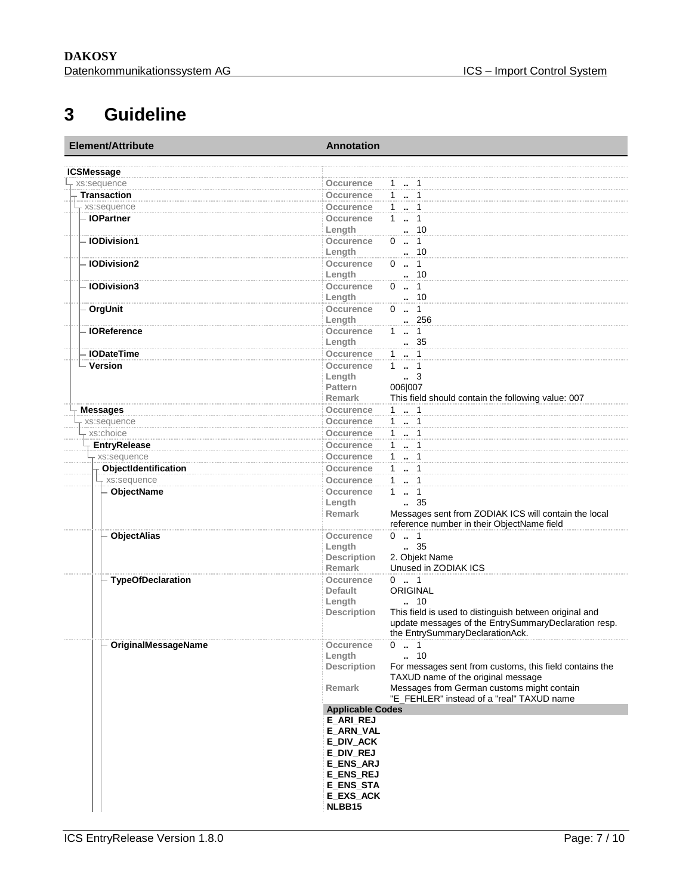# 3 Guideline

| Element/Attribute | Annotation | |
|---|---|---|
| **ICSMessage** | | |
| xs:sequence | Occurence | 1 .. 1 |
| **Transaction** | Occurence | 1 .. 1 |
| xs:sequence | Occurence | 1 .. 1 |
| **IOPartner** | Occurence | 1 .. 1 |
| | Length | .. 10 |
| **IODivision1** | Occurence | 0 .. 1 |
| | Length | .. 10 |
| **IODivision2** | Occurence | 0 .. 1 |
| | Length | .. 10 |
| **IODivision3** | Occurence | 0 .. 1 |
| | Length | .. 10 |
| **OrgUnit** | Occurence | 0 .. 1 |
| | Length | .. 256 |
| **IOReference** | Occurence | 1 .. 1 |
| | Length | .. 35 |
| **IODateTime** | Occurence | 1 .. 1 |
| **Version** | Occurence | 1 .. 1 |
| | Length | .. 3 |
| | Pattern | 006\|007 |
| | Remark | This field should contain the following value: 007 |
| **Messages** | Occurence | 1 .. 1 |
| xs:sequence | Occurence | 1 .. 1 |
| xs:choice | Occurence | 1 .. 1 |
| **EntryRelease** | Occurence | 1 .. 1 |
| xs:sequence | Occurence | 1 .. 1 |
| **ObjectIdentification** | Occurence | 1 .. 1 |
| xs:sequence | Occurence | 1 .. 1 |
| **ObjectName** | Occurence | 1 .. 1 |
| | Length | .. 35 |
| | Remark | Messages sent from ZODIAK ICS will contain the local reference number in their ObjectName field |
| **ObjectAlias** | Occurence | 0 .. 1 |
| | Length | .. 35 |
| | Description | 2. Objekt Name |
| | Remark | Unused in ZODIAK ICS |
| **TypeOfDeclaration** | Occurence | 0 .. 1 |
| | Default | ORIGINAL |
| | Length | .. 10 |
| | Description | This field is used to distinguish between original and update messages of the EntrySummaryDeclaration resp. the EntrySummaryDeclarationAck. |
| **OriginalMessageName** | Occurence | 0 .. 1 |
| | Length | .. 10 |
| | Description | For messages sent from customs, this field contains the TAXUD name of the original message |
| | Remark | Messages from German customs might contain "E_FEHLER" instead of a "real" TAXUD name |
| | **Applicable Codes** | |
| | **E_ARI_REJ** | |
| | **E_ARN_VAL** | |
| | **E_DIV_ACK** | |
| | **E_DIV_REJ** | |
| | **E_ENS_ARJ** | |
| | **E_ENS_REJ** | |
| | **E_ENS_STA** | |
| | **E_EXS_ACK** | |
| | **NLBB15** | |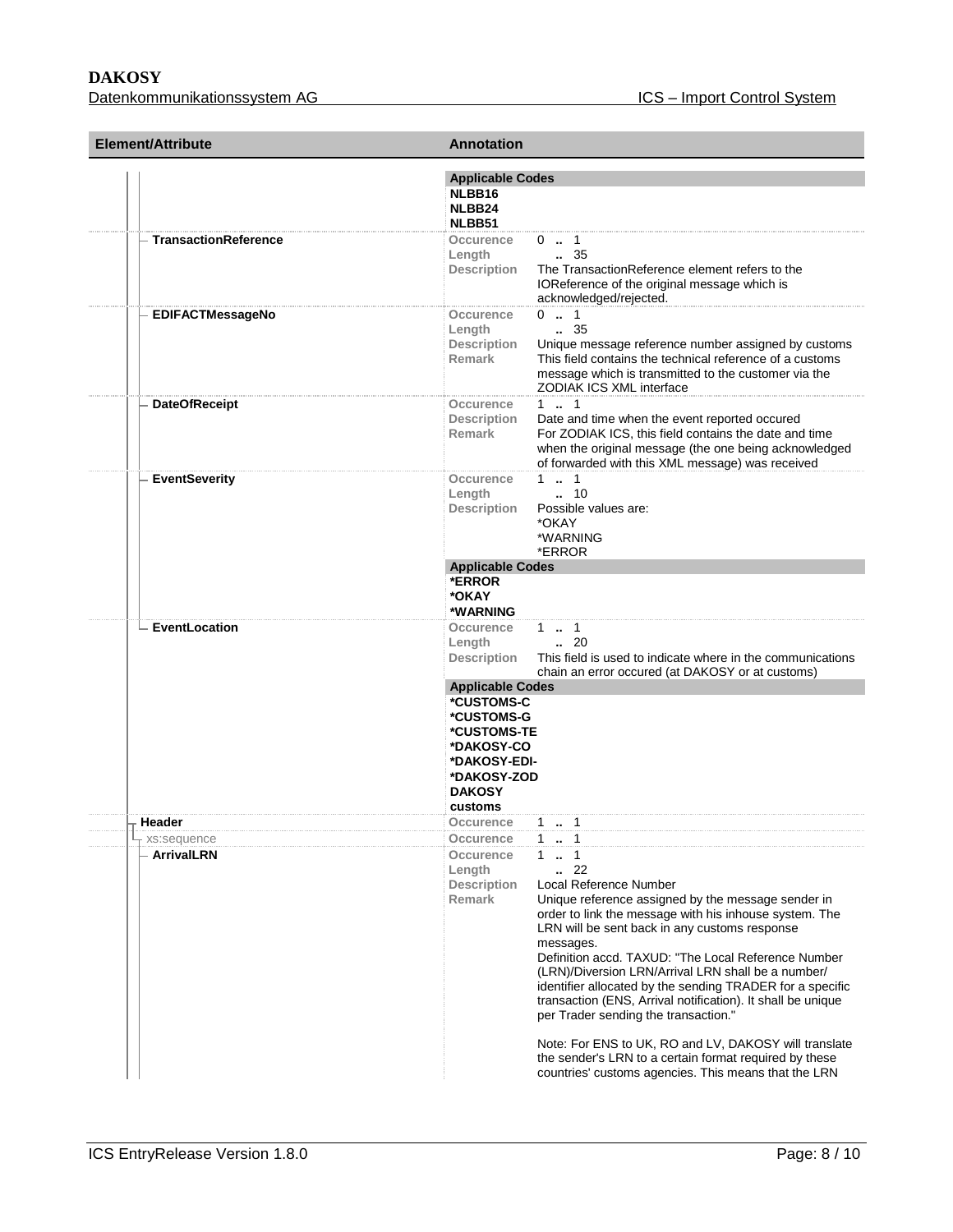| Element/Attribute | Annotation |
| --- | --- |
| | **Applicable Codes**<br>**NLBB16**<br>**NLBB24**<br>**NLBB51** |
| **TransactionReference** | **Occurence** 0 .. 1<br>**Length** .. 35<br>**Description** The TransactionReference element refers to the IOReference of the original message which is acknowledged/rejected. |
| **EDIFACTMessageNo** | **Occurence** 0 .. 1<br>**Length** .. 35<br>**Description** Unique message reference number assigned by customs<br>**Remark** This field contains the technical reference of a customs message which is transmitted to the customer via the ZODIAK ICS XML interface |
| **DateOfReceipt** | **Occurence** 1 .. 1<br>**Description** Date and time when the event reported occured<br>**Remark** For ZODIAK ICS, this field contains the date and time when the original message (the one being acknowledged of forwarded with this XML message) was received |
| **EventSeverity** | **Occurence** 1 .. 1<br>**Length** .. 10<br>**Description** Possible values are:<br>*OKAY<br>*WARNING<br>*ERROR<br>**Applicable Codes**<br>**\*ERROR**<br>**\*OKAY**<br>**\*WARNING** |
| **EventLocation** | **Occurence** 1 .. 1<br>**Length** .. 20<br>**Description** This field is used to indicate where in the communications chain an error occured (at DAKOSY or at customs)<br>**Applicable Codes**<br>**\*CUSTOMS-C**<br>**\*CUSTOMS-G**<br>**\*CUSTOMS-TE**<br>**\*DAKOSY-CO**<br>**\*DAKOSY-EDI-**<br>**\*DAKOSY-ZOD**<br>**DAKOSY**<br>**customs** |
| **Header** | **Occurence** 1 .. 1 |
| xs:sequence | **Occurence** 1 .. 1 |
| **ArrivalLRN** | **Occurence** 1 .. 1<br>**Length** .. 22<br>**Description** Local Reference Number<br>**Remark** Unique reference assigned by the message sender in order to link the message with his inhouse system. The LRN will be sent back in any customs response messages.<br>Definition accd. TAXUD: "The Local Reference Number (LRN)/Diversion LRN/Arrival LRN shall be a number/ identifier allocated by the sending TRADER for a specific transaction (ENS, Arrival notification). It shall be unique per Trader sending the transaction."<br><br>Note: For ENS to UK, RO and LV, DAKOSY will translate the sender's LRN to a certain format required by these countries' customs agencies. This means that the LRN |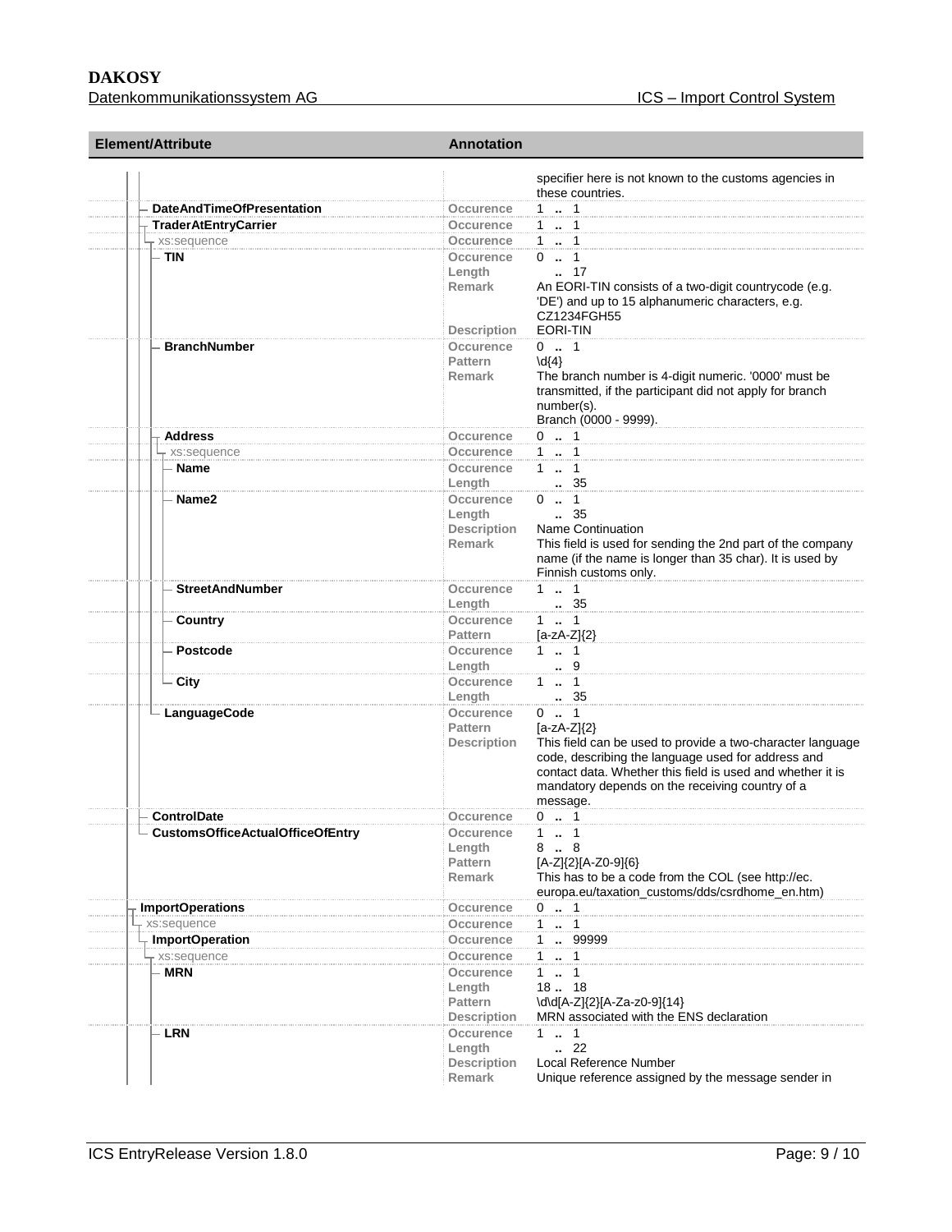| Element/Attribute | Annotation | |
|---|---|---|
| | | specifier here is not known to the customs agencies in these countries. |
| DateAndTimeOfPresentation | Occurence | 1 .. 1 |
| TraderAtEntryCarrier | Occurence | 1 .. 1 |
| xs:sequence | Occurence | 1 .. 1 |
| TIN | Occurence | 0 .. 1 |
| | Length | .. 17 |
| | Remark | An EORI-TIN consists of a two-digit countrycode (e.g. 'DE') and up to 15 alphanumeric characters, e.g. CZ1234FGH55 |
| | Description | EORI-TIN |
| BranchNumber | Occurence | 0 .. 1 |
| | Pattern | \d{4} |
| | Remark | The branch number is 4-digit numeric. '0000' must be transmitted, if the participant did not apply for branch number(s). Branch (0000 - 9999). |
| Address | Occurence | 0 .. 1 |
| xs:sequence | Occurence | 1 .. 1 |
| Name | Occurence | 1 .. 1 |
| | Length | .. 35 |
| Name2 | Occurence | 0 .. 1 |
| | Length | .. 35 |
| | Description | Name Continuation |
| | Remark | This field is used for sending the 2nd part of the company name (if the name is longer than 35 char). It is used by Finnish customs only. |
| StreetAndNumber | Occurence | 1 .. 1 |
| | Length | .. 35 |
| Country | Occurence | 1 .. 1 |
| | Pattern | [a-zA-Z]{2} |
| Postcode | Occurence | 1 .. 1 |
| | Length | .. 9 |
| City | Occurence | 1 .. 1 |
| | Length | .. 35 |
| LanguageCode | Occurence | 0 .. 1 |
| | Pattern | [a-zA-Z]{2} |
| | Description | This field can be used to provide a two-character language code, describing the language used for address and contact data. Whether this field is used and whether it is mandatory depends on the receiving country of a message. |
| ControlDate | Occurence | 0 .. 1 |
| CustomsOfficeActualOfficeOfEntry | Occurence | 1 .. 1 |
| | Length | 8 .. 8 |
| | Pattern | [A-Z]{2}[A-Z0-9]{6} |
| | Remark | This has to be a code from the COL (see http://ec.europa.eu/taxation_customs/dds/csrdhome_en.htm) |
| ImportOperations | Occurence | 0 .. 1 |
| xs:sequence | Occurence | 1 .. 1 |
| ImportOperation | Occurence | 1 .. 99999 |
| xs:sequence | Occurence | 1 .. 1 |
| MRN | Occurence | 1 .. 1 |
| | Length | 18 .. 18 |
| | Pattern | \d\d[A-Z]{2}[A-Za-z0-9]{14} |
| | Description | MRN associated with the ENS declaration |
| LRN | Occurence | 1 .. 1 |
| | Length | .. 22 |
| | Description | Local Reference Number |
| | Remark | Unique reference assigned by the message sender in |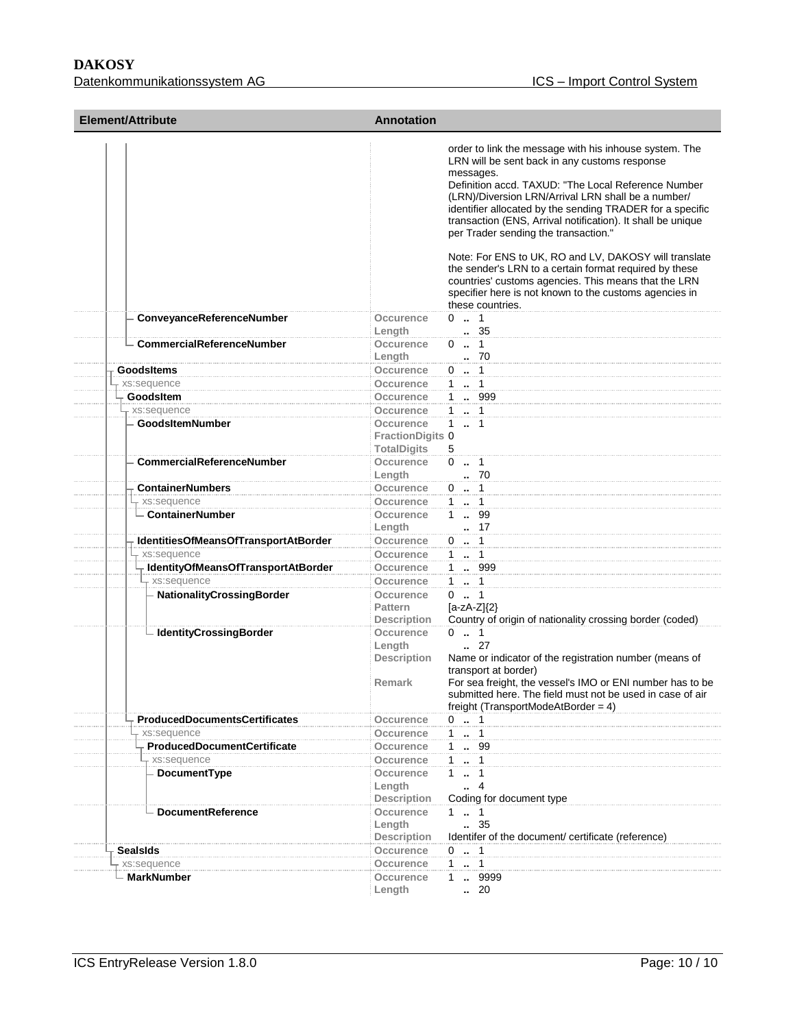| Element/Attribute | Annotation | |
|---|---|---|
| | | order to link the message with his inhouse system. The LRN will be sent back in any customs response messages.<br>Definition accd. TAXUD: "The Local Reference Number (LRN)/Diversion LRN/Arrival LRN shall be a number/ identifier allocated by the sending TRADER for a specific transaction (ENS, Arrival notification). It shall be unique per Trader sending the transaction."<br><br>Note: For ENS to UK, RO and LV, DAKOSY will translate the sender's LRN to a certain format required by these countries' customs agencies. This means that the LRN specifier here is not known to the customs agencies in these countries. |
| **ConveyanceReferenceNumber** | Occurence<br>Length | 0 .. 1<br>.. 35 |
| **CommercialReferenceNumber** | Occurence<br>Length | 0 .. 1<br>.. 70 |
| **GoodsItems** | Occurence | 0 .. 1 |
| xs:sequence | Occurence | 1 .. 1 |
| **GoodsItem** | Occurence | 1 .. 999 |
| xs:sequence | Occurence | 1 .. 1 |
| **GoodsItemNumber** | Occurence<br>FractionDigits<br>TotalDigits | 1 .. 1<br>0<br>5 |
| **CommercialReferenceNumber** | Occurence<br>Length | 0 .. 1<br>.. 70 |
| **ContainerNumbers** | Occurence | 0 .. 1 |
| xs:sequence | Occurence | 1 .. 1 |
| **ContainerNumber** | Occurence<br>Length | 1 .. 99<br>.. 17 |
| **IdentitiesOfMeansOfTransportAtBorder** | Occurence | 0 .. 1 |
| xs:sequence | Occurence | 1 .. 1 |
| **IdentityOfMeansOfTransportAtBorder** | Occurence | 1 .. 999 |
| xs:sequence | Occurence | 1 .. 1 |
| **NationalityCrossingBorder** | Occurence<br>Pattern<br>Description | 0 .. 1<br>[a-zA-Z]{2}<br>Country of origin of nationality crossing border (coded) |
| **IdentityCrossingBorder** | Occurence<br>Length<br>Description<br>Remark | 0 .. 1<br>.. 27<br>Name or indicator of the registration number (means of transport at border)<br>For sea freight, the vessel's IMO or ENI number has to be submitted here. The field must not be used in case of air freight (TransportModeAtBorder = 4) |
| **ProducedDocumentsCertificates** | Occurence | 0 .. 1 |
| xs:sequence | Occurence | 1 .. 1 |
| **ProducedDocumentCertificate** | Occurence | 1 .. 99 |
| xs:sequence | Occurence | 1 .. 1 |
| **DocumentType** | Occurence<br>Length<br>Description | 1 .. 1<br>.. 4<br>Coding for document type |
| **DocumentReference** | Occurence<br>Length<br>Description | 1 .. 1<br>.. 35<br>Identifer of the document/ certificate (reference) |
| **SealsIds** | Occurence | 0 .. 1 |
| xs:sequence | Occurence | 1 .. 1 |
| **MarkNumber** | Occurence<br>Length | 1 .. 9999<br>.. 20 |